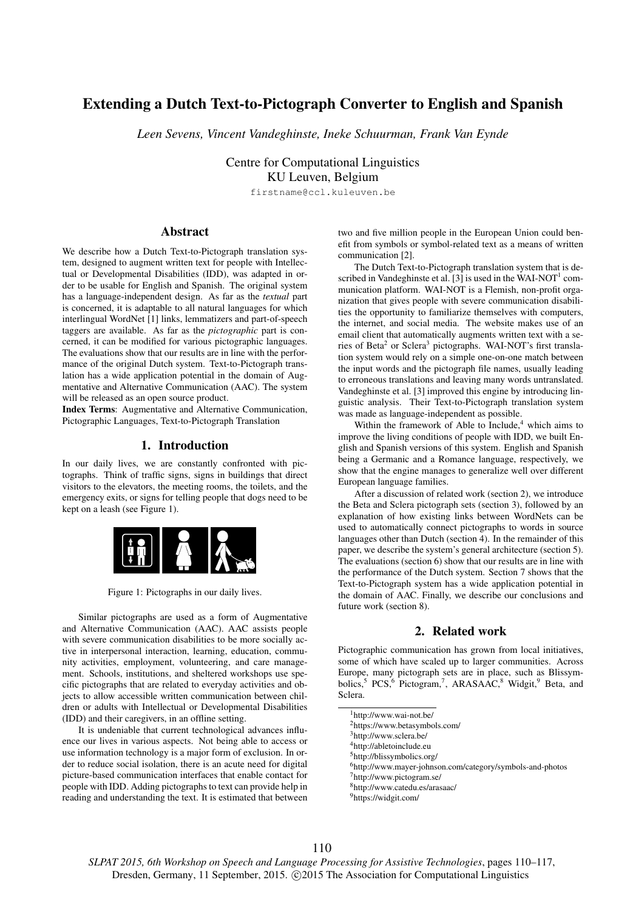# Extending a Dutch Text-to-Pictograph Converter to English and Spanish

*Leen Sevens, Vincent Vandeghinste, Ineke Schuurman, Frank Van Eynde*

Centre for Computational Linguistics
KU Leuven, Belgium

firstname@ccl.kuleuven.be

## Abstract

We describe how a Dutch Text-to-Pictograph translation system, designed to augment written text for people with Intellectual or Developmental Disabilities (IDD), was adapted in order to be usable for English and Spanish. The original system has a language-independent design. As far as the *textual* part is concerned, it is adaptable to all natural languages for which interlingual WordNet [1] links, lemmatizers and part-of-speech taggers are available. As far as the *pictographic* part is concerned, it can be modified for various pictographic languages. The evaluations show that our results are in line with the performance of the original Dutch system. Text-to-Pictograph translation has a wide application potential in the domain of Augmentative and Alternative Communication (AAC). The system will be released as an open source product.

**Index Terms**: Augmentative and Alternative Communication, Pictographic Languages, Text-to-Pictograph Translation

## 1. Introduction

In our daily lives, we are constantly confronted with pictographs. Think of traffic signs, signs in buildings that direct visitors to the elevators, the meeting rooms, the toilets, and the emergency exits, or signs for telling people that dogs need to be kept on a leash (see Figure 1).

Figure 1: Pictographs in our daily lives.

Similar pictographs are used as a form of Augmentative and Alternative Communication (AAC). AAC assists people with severe communication disabilities to be more socially active in interpersonal interaction, learning, education, community activities, employment, volunteering, and care management. Schools, institutions, and sheltered workshops use specific pictographs that are related to everyday activities and objects to allow accessible written communication between children or adults with Intellectual or Developmental Disabilities (IDD) and their caregivers, in an offline setting.

It is undeniable that current technological advances influence our lives in various aspects. Not being able to access or use information technology is a major form of exclusion. In order to reduce social isolation, there is an acute need for digital picture-based communication interfaces that enable contact for people with IDD. Adding pictographs to text can provide help in reading and understanding the text. It is estimated that between two and five million people in the European Union could benefit from symbols or symbol-related text as a means of written communication [2].

The Dutch Text-to-Pictograph translation system that is described in Vandeghinste et al. [3] is used in the WAI-NOT[1] communication platform. WAI-NOT is a Flemish, non-profit organization that gives people with severe communication disabilities the opportunity to familiarize themselves with computers, the internet, and social media. The website makes use of an email client that automatically augments written text with a series of Beta[2] or Sclera[3] pictographs. WAI-NOT's first translation system would rely on a simple one-on-one match between the input words and the pictograph file names, usually leading to erroneous translations and leaving many words untranslated. Vandeghinste et al. [3] improved this engine by introducing linguistic analysis. Their Text-to-Pictograph translation system was made as language-independent as possible.

Within the framework of Able to Include,[4] which aims to improve the living conditions of people with IDD, we built English and Spanish versions of this system. English and Spanish being a Germanic and a Romance language, respectively, we show that the engine manages to generalize well over different European language families.

After a discussion of related work (section 2), we introduce the Beta and Sclera pictograph sets (section 3), followed by an explanation of how existing links between WordNets can be used to automatically connect pictographs to words in source languages other than Dutch (section 4). In the remainder of this paper, we describe the system's general architecture (section 5). The evaluations (section 6) show that our results are in line with the performance of the Dutch system. Section 7 shows that the Text-to-Pictograph system has a wide application potential in the domain of AAC. Finally, we describe our conclusions and future work (section 8).

## 2. Related work

Pictographic communication has grown from local initiatives, some of which have scaled up to larger communities. Across Europe, many pictograph sets are in place, such as Blissymbolics,[5] PCS,[6] Pictogram,[7], ARASAAC,[8] Widgit,[9] Beta, and Sclera.

[1] http://www.wai-not.be/
[2] https://www.betasymbols.com/
[3] http://www.sclera.be/
[4] http://abletoinclude.eu
[5] http://blissymbolics.org/
[6] http://www.mayer-johnson.com/category/symbols-and-photos
[7] http://www.pictogram.se/
[8] http://www.catedu.es/arasaac/
[9] https://widgit.com/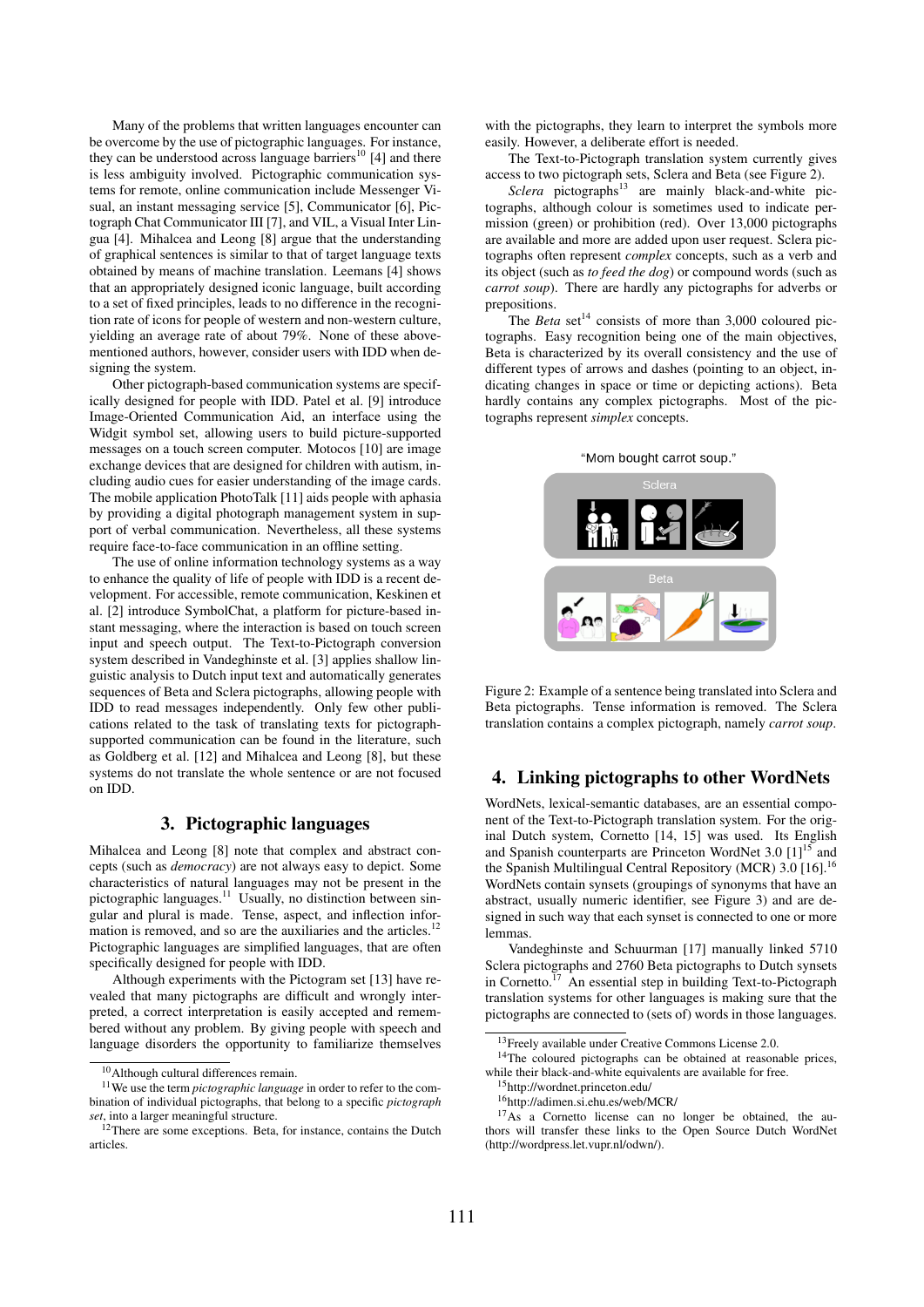Many of the problems that written languages encounter can be overcome by the use of pictographic languages. For instance, they can be understood across language barriers[10] [4] and there is less ambiguity involved. Pictographic communication systems for remote, online communication include Messenger Visual, an instant messaging service [5], Communicator [6], Pictograph Chat Communicator III [7], and VIL, a Visual Inter Lingua [4]. Mihalcea and Leong [8] argue that the understanding of graphical sentences is similar to that of target language texts obtained by means of machine translation. Leemans [4] shows that an appropriately designed iconic language, built according to a set of fixed principles, leads to no difference in the recognition rate of icons for people of western and non-western culture, yielding an average rate of about 79%. None of these above-mentioned authors, however, consider users with IDD when designing the system.

Other pictograph-based communication systems are specifically designed for people with IDD. Patel et al. [9] introduce Image-Oriented Communication Aid, an interface using the Widgit symbol set, allowing users to build picture-supported messages on a touch screen computer. Motocos [10] are image exchange devices that are designed for children with autism, including audio cues for easier understanding of the image cards. The mobile application PhotoTalk [11] aids people with aphasia by providing a digital photograph management system in support of verbal communication. Nevertheless, all these systems require face-to-face communication in an offline setting.

The use of online information technology systems as a way to enhance the quality of life of people with IDD is a recent development. For accessible, remote communication, Keskinen et al. [2] introduce SymbolChat, a platform for picture-based instant messaging, where the interaction is based on touch screen input and speech output. The Text-to-Pictograph conversion system described in Vandeghinste et al. [3] applies shallow linguistic analysis to Dutch input text and automatically generates sequences of Beta and Sclera pictographs, allowing people with IDD to read messages independently. Only few other publications related to the task of translating texts for pictograph-supported communication can be found in the literature, such as Goldberg et al. [12] and Mihalcea and Leong [8], but these systems do not translate the whole sentence or are not focused on IDD.

## 3. Pictographic languages

Mihalcea and Leong [8] note that complex and abstract concepts (such as *democracy*) are not always easy to depict. Some characteristics of natural languages may not be present in the pictographic languages.[11] Usually, no distinction between singular and plural is made. Tense, aspect, and inflection information is removed, and so are the auxiliaries and the articles.[12] Pictographic languages are simplified languages, that are often specifically designed for people with IDD.

Although experiments with the Pictogram set [13] have revealed that many pictographs are difficult and wrongly interpreted, a correct interpretation is easily accepted and remembered without any problem. By giving people with speech and language disorders the opportunity to familiarize themselves with the pictographs, they learn to interpret the symbols more easily. However, a deliberate effort is needed.

The Text-to-Pictograph translation system currently gives access to two pictograph sets, Sclera and Beta (see Figure 2).

*Sclera* pictographs[13] are mainly black-and-white pictographs, although colour is sometimes used to indicate permission (green) or prohibition (red). Over 13,000 pictographs are available and more are added upon user request. Sclera pictographs often represent *complex* concepts, such as a verb and its object (such as *to feed the dog*) or compound words (such as *carrot soup*). There are hardly any pictographs for adverbs or prepositions.

The *Beta* set[14] consists of more than 3,000 coloured pictographs. Easy recognition being one of the main objectives, Beta is characterized by its overall consistency and the use of different types of arrows and dashes (pointing to an object, indicating changes in space or time or depicting actions). Beta hardly contains any complex pictographs. Most of the pictographs represent *simple* concepts.

"Mom bought carrot soup."

Sclera

Beta

Figure 2: Example of a sentence being translated into Sclera and Beta pictographs. Tense information is removed. The Sclera translation contains a complex pictograph, namely *carrot soup*.

## 4. Linking pictographs to other WordNets

WordNets, lexical-semantic databases, are an essential component of the Text-to-Pictograph translation system. For the original Dutch system, Cornetto [14, 15] was used. Its English and Spanish counterparts are Princeton WordNet 3.0 [1][15] and the Spanish Multilingual Central Repository (MCR) 3.0 [16].[16] WordNets contain synsets (groupings of synonyms that have an abstract, usually numeric identifier, see Figure 3) and are designed in such way that each synset is connected to one or more lemmas.

Vandeghinste and Schuurman [17] manually linked 5710 Sclera pictographs and 2760 Beta pictographs to Dutch synsets in Cornetto.[17] An essential step in building Text-to-Pictograph translation systems for other languages is making sure that the pictographs are connected to (sets of) words in those languages.

---

[10] Although cultural differences remain.

[11] We use the term *pictographic language* in order to refer to the combination of individual pictographs, that belong to a specific *pictograph set*, into a larger meaningful structure.

[12] There are some exceptions. Beta, for instance, contains the Dutch articles.

[13] Freely available under Creative Commons License 2.0.

[14] The coloured pictographs can be obtained at reasonable prices, while their black-and-white equivalents are available for free.

[15] http://wordnet.princeton.edu/

[16] http://adimen.si.ehu.es/web/MCR/

[17] As a Cornetto license can no longer be obtained, the authors will transfer these links to the Open Source Dutch WordNet (http://wordpress.let.vupr.nl/odwn/).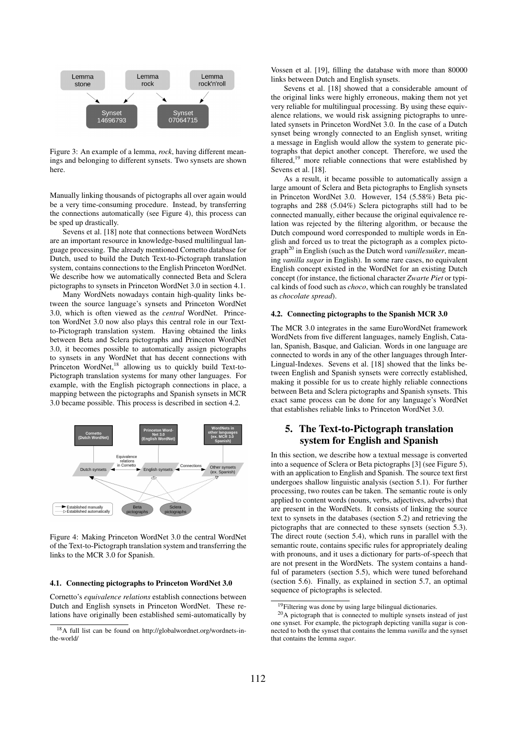Figure 3: An example of a lemma, *rock*, having different meanings and belonging to different synsets. Two synsets are shown here.

Manually linking thousands of pictographs all over again would be a very time-consuming procedure. Instead, by transferring the connections automatically (see Figure 4), this process can be sped up drastically.

Sevens et al. [18] note that connections between WordNets are an important resource in knowledge-based multilingual language processing. The already mentioned Cornetto database for Dutch, used to build the Dutch Text-to-Pictograph translation system, contains connections to the English Princeton WordNet. We describe how we automatically connected Beta and Sclera pictographs to synsets in Princeton WordNet 3.0 in section 4.1.

Many WordNets nowadays contain high-quality links between the source language's synsets and Princeton WordNet 3.0, which is often viewed as the *central* WordNet. Princeton WordNet 3.0 now also plays this central role in our Text-to-Pictograph translation system. Having obtained the links between Beta and Sclera pictographs and Princeton WordNet 3.0, it becomes possible to automatically assign pictographs to synsets in any WordNet that has decent connections with Princeton WordNet,[18] allowing us to quickly build Text-to-Pictograph translation systems for many other languages. For example, with the English pictograph connections in place, a mapping between the pictographs and Spanish synsets in MCR 3.0 became possible. This process is described in section 4.2.

Figure 4: Making Princeton WordNet 3.0 the central WordNet of the Text-to-Pictograph translation system and transferring the links to the MCR 3.0 for Spanish.

### 4.1. Connecting pictographs to Princeton WordNet 3.0

Cornetto's *equivalence relations* establish connections between Dutch and English synsets in Princeton WordNet. These relations have originally been established semi-automatically by Vossen et al. [19], filling the database with more than 80000 links between Dutch and English synsets.

Sevens et al. [18] showed that a considerable amount of the original links were highly erroneous, making them not yet very reliable for multilingual processing. By using these equivalence relations, we would risk assigning pictographs to unrelated synsets in Princeton WordNet 3.0. In the case of a Dutch synset being wrongly connected to an English synset, writing a message in English would allow the system to generate pictographs that depict another concept. Therefore, we used the filtered,[19] more reliable connections that were established by Sevens et al. [18].

As a result, it became possible to automatically assign a large amount of Sclera and Beta pictographs to English synsets in Princeton WordNet 3.0. However, 154 (5.58%) Beta pictographs and 288 (5.04%) Sclera pictographs still had to be connected manually, either because the original equivalence relation was rejected by the filtering algorithm, or because the Dutch compound word corresponded to multiple words in English and forced us to treat the pictograph as a complex pictograph[20] in English (such as the Dutch word *vanillesuiker*, meaning *vanilla sugar* in English). In some rare cases, no equivalent English concept existed in the WordNet for an existing Dutch concept (for instance, the fictional character *Zwarte Piet* or typical kinds of food such as *choco*, which can roughly be translated as *chocolate spread*).

### 4.2. Connecting pictographs to the Spanish MCR 3.0

The MCR 3.0 integrates in the same EuroWordNet framework WordNets from five different languages, namely English, Catalan, Spanish, Basque, and Galician. Words in one language are connected to words in any of the other languages through Inter-Lingual-Indexes. Sevens et al. [18] showed that the links between English and Spanish synsets were correctly established, making it possible for us to create highly reliable connections between Beta and Sclera pictographs and Spanish synsets. This exact same process can be done for any language's WordNet that establishes reliable links to Princeton WordNet 3.0.

## 5. The Text-to-Pictograph translation system for English and Spanish

In this section, we describe how a textual message is converted into a sequence of Sclera or Beta pictographs [3] (see Figure 5), with an application to English and Spanish. The source text first undergoes shallow linguistic analysis (section 5.1). For further processing, two routes can be taken. The semantic route is only applied to content words (nouns, verbs, adjectives, adverbs) that are present in the WordNets. It consists of linking the source text to synsets in the databases (section 5.2) and retrieving the pictographs that are connected to these synsets (section 5.3). The direct route (section 5.4), which runs in parallel with the semantic route, contains specific rules for appropriately dealing with pronouns, and it uses a dictionary for parts-of-speech that are not present in the WordNets. The system contains a handful of parameters (section 5.5), which were tuned beforehand (section 5.6). Finally, as explained in section 5.7, an optimal sequence of pictographs is selected.

---

[18] A full list can be found on http://globalwordnet.org/wordnets-in-the-world/

[19] Filtering was done by using large bilingual dictionaries.

[20] A pictograph that is connected to multiple synsets instead of just one synset. For example, the pictograph depicting vanilla sugar is connected to both the synset that contains the lemma *vanilla* and the synset that contains the lemma *sugar*.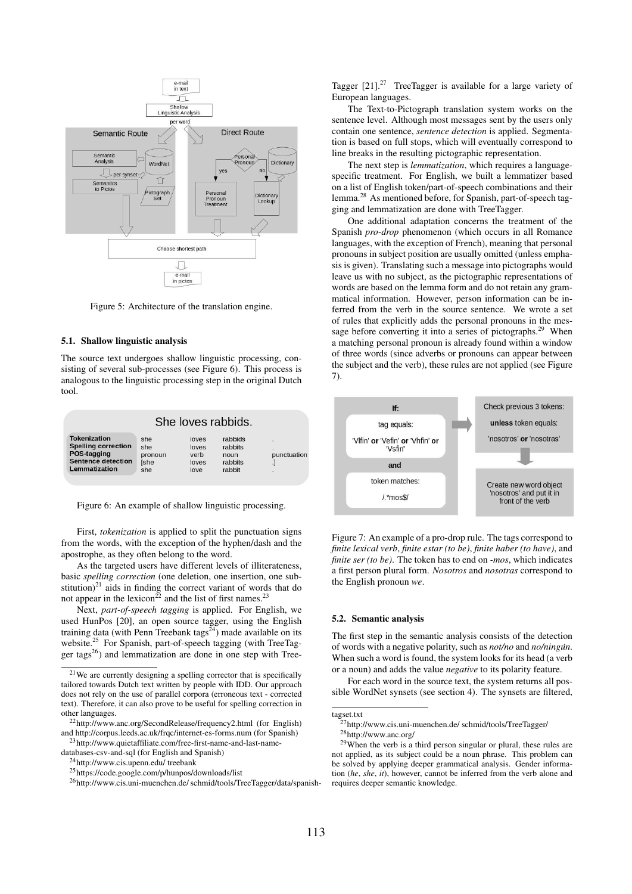Figure 5: Architecture of the translation engine.

### 5.1. Shallow linguistic analysis

The source text undergoes shallow linguistic processing, consisting of several sub-processes (see Figure 6). This process is analogous to the linguistic processing step in the original Dutch tool.

| She loves rabbids. | | | | |
|---|---|---|---|---|
| **Tokenization** | she | loves | rabbids | . |
| **Spelling correction** | she | loves | rabbits | . |
| **POS-tagging** | pronoun | verb | noun | punctuation |
| **Sentence detection** | [she | loves | rabbits | .] |
| **Lemmatization** | she | love | rabbit | . |

Figure 6: An example of shallow linguistic processing.

First, *tokenization* is applied to split the punctuation signs from the words, with the exception of the hyphen/dash and the apostrophe, as they often belong to the word.

As the targeted users have different levels of illiterateness, basic *spelling correction* (one deletion, one insertion, one substitution)[21] aids in finding the correct variant of words that do not appear in the lexicon[22] and the list of first names.[23]

Next, *part-of-speech tagging* is applied. For English, we used HunPos [20], an open source tagger, using the English training data (with Penn Treebank tags[24]) made available on its website.[25] For Spanish, part-of-speech tagging (with TreeTagger tags[26]) and lemmatization are done in one step with TreeTagger [21].[27] TreeTagger is available for a large variety of European languages.

The Text-to-Pictograph translation system works on the sentence level. Although most messages sent by the users only contain one sentence, *sentence detection* is applied. Segmentation is based on full stops, which will eventually correspond to line breaks in the resulting pictographic representation.

The next step is *lemmatization*, which requires a language-specific treatment. For English, we built a lemmatizer based on a list of English token/part-of-speech combinations and their lemma.[28] As mentioned before, for Spanish, part-of-speech tagging and lemmatization are done with TreeTagger.

One additional adaptation concerns the treatment of the Spanish *pro-drop* phenomenon (which occurs in all Romance languages, with the exception of French), meaning that personal pronouns in subject position are usually omitted (unless emphasis is given). Translating such a message into pictographs would leave us with no subject, as the pictographic representations of words are based on the lemma form and do not retain any grammatical information. However, person information can be inferred from the verb in the source sentence. We wrote a set of rules that explicitly adds the personal pronouns in the message before converting it into a series of pictographs.[29] When a matching personal pronoun is already found within a window of three words (since adverbs or pronouns can appear between the subject and the verb), these rules are not applied (see Figure 7).

| If: | | Check previous 3 tokens: |
|---|---|---|
| tag equals: 'Vlfin' **or** 'Vefin' **or** 'Vhfin' **or** 'Vsfin' | → | **unless** token equals: 'nosotros' **or** 'nosotras' |
| **and** token matches: /.*mos$/ | | Create new word object 'nosotros' and put it in front of the verb |

Figure 7: An example of a pro-drop rule. The tags correspond to *finite lexical verb*, *finite estar (to be)*, *finite haber (to have)*, and *finite ser (to be)*. The token has to end on *-mos*, which indicates a first person plural form. *Nosotros* and *nosotras* correspond to the English pronoun *we*.

### 5.2. Semantic analysis

The first step in the semantic analysis consists of the detection of words with a negative polarity, such as *not/no* and *no/ningún*. When such a word is found, the system looks for its head (a verb or a noun) and adds the value *negative* to its polarity feature.

For each word in the source text, the system returns all possible WordNet synsets (see section 4). The synsets are filtered,

[21] We are currently designing a spelling corrector that is specifically tailored towards Dutch text written by people with IDD. Our approach does not rely on the use of parallel corpora (erroneous text - corrected text). Therefore, it can also prove to be useful for spelling correction in other languages.

[22] http://www.anc.org/SecondRelease/frequency2.html (for English) and http://corpus.leeds.ac.uk/frqc/internet-es-forms.num (for Spanish)

[23] http://www.quietaffiliate.com/free-first-name-and-last-name-databases-csv-and-sql (for English and Spanish)

[24] http://www.cis.upenn.edu/ treebank

[25] https://code.google.com/p/hunpos/downloads/list

[26] http://www.cis.uni-muenchen.de/ schmid/tools/TreeTagger/data/spanish-tagset.txt

[27] http://www.cis.uni-muenchen.de/ schmid/tools/TreeTagger/

[28] http://www.anc.org/

[29] When the verb is a third person singular or plural, these rules are not applied, as its subject could be a noun phrase. This problem can be solved by applying deeper grammatical analysis. Gender information (*he*, *she*, *it*), however, cannot be inferred from the verb alone and requires deeper semantic knowledge.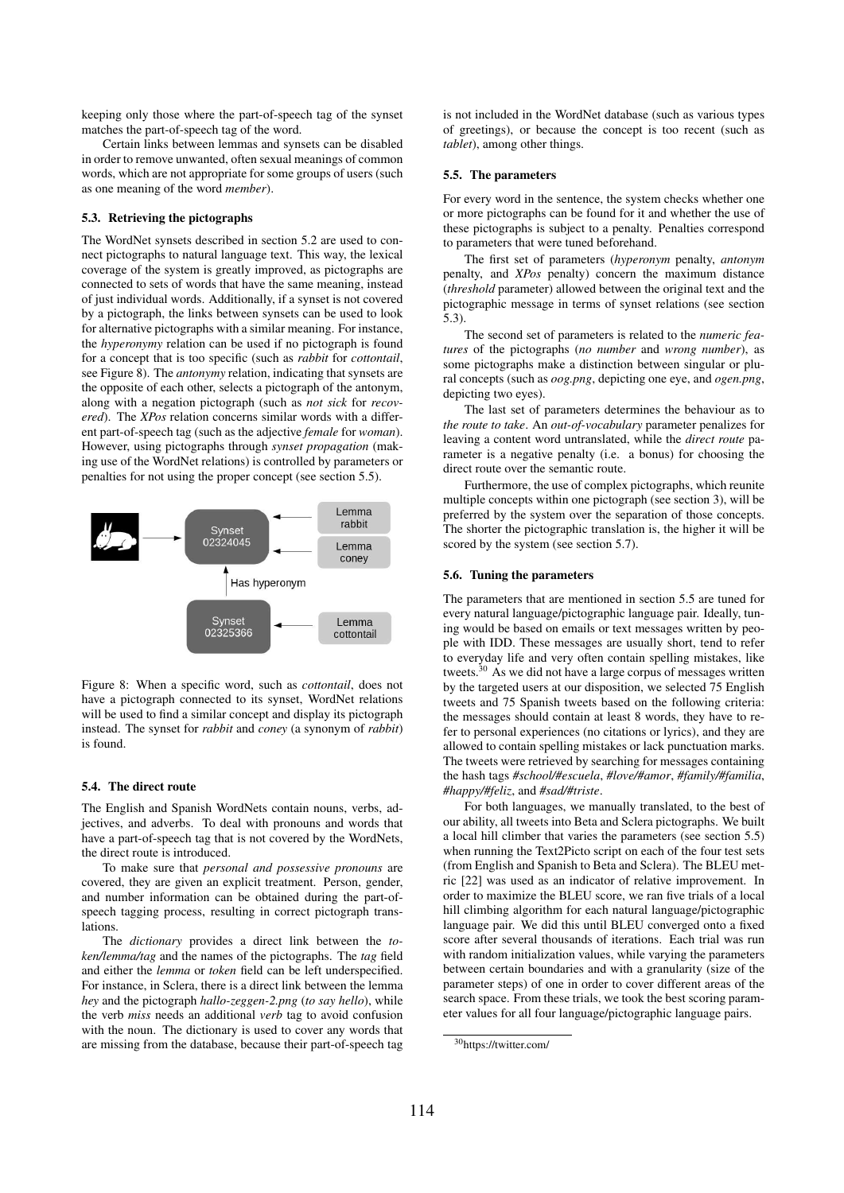keeping only those where the part-of-speech tag of the synset matches the part-of-speech tag of the word.

Certain links between lemmas and synsets can be disabled in order to remove unwanted, often sexual meanings of common words, which are not appropriate for some groups of users (such as one meaning of the word *member*).

### 5.3. Retrieving the pictographs

The WordNet synsets described in section 5.2 are used to connect pictographs to natural language text. This way, the lexical coverage of the system is greatly improved, as pictographs are connected to sets of words that have the same meaning, instead of just individual words. Additionally, if a synset is not covered by a pictograph, the links between synsets can be used to look for alternative pictographs with a similar meaning. For instance, the *hyperonymy* relation can be used if no pictograph is found for a concept that is too specific (such as *rabbit* for *cottontail*, see Figure 8). The *antonymy* relation, indicating that synsets are the opposite of each other, selects a pictograph of the antonym, along with a negation pictograph (such as *not sick* for *recovered*). The *XPos* relation concerns similar words with a different part-of-speech tag (such as the adjective *female* for *woman*). However, using pictographs through *synset propagation* (making use of the WordNet relations) is controlled by parameters or penalties for not using the proper concept (see section 5.5).

Figure 8: When a specific word, such as *cottontail*, does not have a pictograph connected to its synset, WordNet relations will be used to find a similar concept and display its pictograph instead. The synset for *rabbit* and *coney* (a synonym of *rabbit*) is found.

### 5.4. The direct route

The English and Spanish WordNets contain nouns, verbs, adjectives, and adverbs. To deal with pronouns and words that have a part-of-speech tag that is not covered by the WordNets, the direct route is introduced.

To make sure that *personal and possessive pronouns* are covered, they are given an explicit treatment. Person, gender, and number information can be obtained during the part-of-speech tagging process, resulting in correct pictograph translations.

The *dictionary* provides a direct link between the *token/lemma/tag* and the names of the pictographs. The *tag* field and either the *lemma* or *token* field can be left underspecified. For instance, in Sclera, there is a direct link between the lemma *hey* and the pictograph *hallo-zeggen-2.png* (*to say hello*), while the verb *miss* needs an additional *verb* tag to avoid confusion with the noun. The dictionary is used to cover any words that are missing from the database, because their part-of-speech tag is not included in the WordNet database (such as various types of greetings), or because the concept is too recent (such as *tablet*), among other things.

### 5.5. The parameters

For every word in the sentence, the system checks whether one or more pictographs can be found for it and whether the use of these pictographs is subject to a penalty. Penalties correspond to parameters that were tuned beforehand.

The first set of parameters (*hyperonym* penalty, *antonym* penalty, and *XPos* penalty) concern the maximum distance (*threshold* parameter) allowed between the original text and the pictographic message in terms of synset relations (see section 5.3).

The second set of parameters is related to the *numeric features* of the pictographs (*no number* and *wrong number*), as some pictographs make a distinction between singular or plural concepts (such as *oog.png*, depicting one eye, and *ogen.png*, depicting two eyes).

The last set of parameters determines the behaviour as to *the route to take*. An *out-of-vocabulary* parameter penalizes for leaving a content word untranslated, while the *direct route* parameter is a negative penalty (i.e. a bonus) for choosing the direct route over the semantic route.

Furthermore, the use of complex pictographs, which reunite multiple concepts within one pictograph (see section 3), will be preferred by the system over the separation of those concepts. The shorter the pictographic translation is, the higher it will be scored by the system (see section 5.7).

### 5.6. Tuning the parameters

The parameters that are mentioned in section 5.5 are tuned for every natural language/pictographic language pair. Ideally, tuning would be based on emails or text messages written by people with IDD. These messages are usually short, tend to refer to everyday life and very often contain spelling mistakes, like tweets.[30] As we did not have a large corpus of messages written by the targeted users at our disposition, we selected 75 English tweets and 75 Spanish tweets based on the following criteria: the messages should contain at least 8 words, they have to refer to personal experiences (no citations or lyrics), and they are allowed to contain spelling mistakes or lack punctuation marks. The tweets were retrieved by searching for messages containing the hash tags *#school/#escuela*, *#love/#amor*, *#family/#familia*, *#happy/#feliz*, and *#sad/#triste*.

For both languages, we manually translated, to the best of our ability, all tweets into Beta and Sclera pictographs. We built a local hill climber that varies the parameters (see section 5.5) when running the Text2Picto script on each of the four test sets (from English and Spanish to Beta and Sclera). The BLEU metric [22] was used as an indicator of relative improvement. In order to maximize the BLEU score, we ran five trials of a local hill climbing algorithm for each natural language/pictographic language pair. We did this until BLEU converged onto a fixed score after several thousands of iterations. Each trial was run with random initialization values, while varying the parameters between certain boundaries and with a granularity (size of the parameter steps) of one in order to cover different areas of the search space. From these trials, we took the best scoring parameter values for all four language/pictographic language pairs.

[30] https://twitter.com/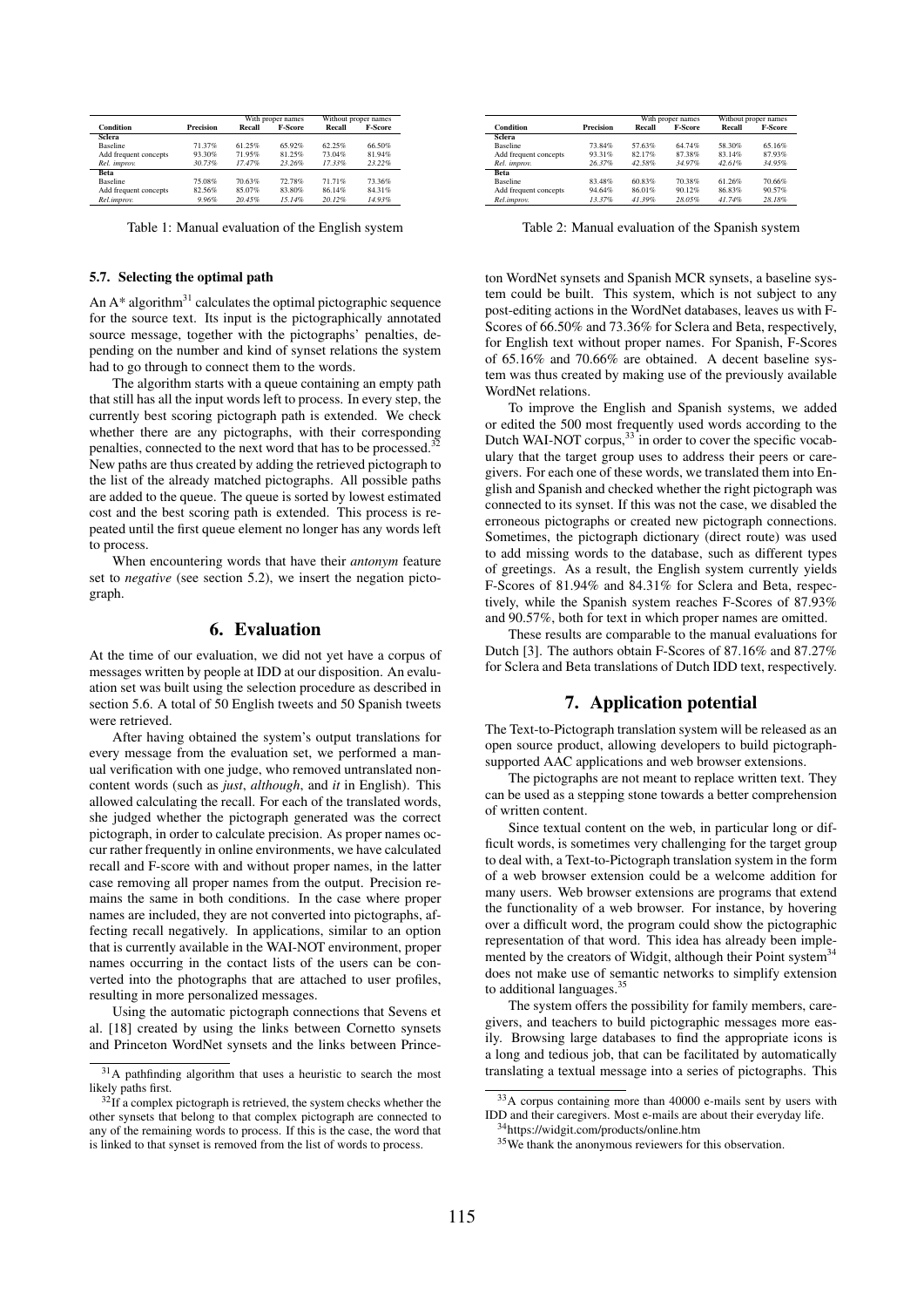| Condition | Precision | With proper names | | Without proper names | |
|---|---|---|---|---|---|
| | | Recall | F-Score | Recall | F-Score |
| **Sclera** | | | | | |
| Baseline | 71.37% | 61.25% | 65.92% | 62.25% | 66.50% |
| Add frequent concepts | 93.30% | 71.95% | 81.25% | 73.04% | 81.94% |
| *Rel. improv.* | *30.73%* | *17.47%* | *23.26%* | *17.33%* | *23.22%* |
| **Beta** | | | | | |
| Baseline | 75.08% | 70.63% | 72.78% | 71.71% | 73.36% |
| Add frequent concepts | 82.56% | 85.07% | 83.80% | 86.14% | 84.31% |
| *Rel.improv.* | *9.96%* | *20.45%* | *15.14%* | *20.12%* | *14.93%* |

Table 1: Manual evaluation of the English system

| Condition | Precision | With proper names | | Without proper names | |
|---|---|---|---|---|---|
| | | Recall | F-Score | Recall | F-Score |
| **Sclera** | | | | | |
| Baseline | 73.84% | 57.63% | 64.74% | 58.30% | 65.16% |
| Add frequent concepts | 93.31% | 82.17% | 87.38% | 83.14% | 87.93% |
| *Rel. improv.* | *26.37%* | *42.58%* | *34.97%* | *42.61%* | *34.95%* |
| **Beta** | | | | | |
| Baseline | 83.48% | 60.83% | 70.38% | 61.26% | 70.66% |
| Add frequent concepts | 94.64% | 86.01% | 90.12% | 86.83% | 90.57% |
| *Rel.improv.* | *13.37%* | *41.39%* | *28.05%* | *41.74%* | *28.18%* |

Table 2: Manual evaluation of the Spanish system

### 5.7. Selecting the optimal path

An A* algorithm[31] calculates the optimal pictographic sequence for the source text. Its input is the pictographically annotated source message, together with the pictographs' penalties, depending on the number and kind of synset relations the system had to go through to connect them to the words.

The algorithm starts with a queue containing an empty path that still has all the input words left to process. In every step, the currently best scoring pictograph path is extended. We check whether there are any pictographs, with their corresponding penalties, connected to the next word that has to be processed.[32] New paths are thus created by adding the retrieved pictograph to the list of the already matched pictographs. All possible paths are added to the queue. The queue is sorted by lowest estimated cost and the best scoring path is extended. This process is repeated until the first queue element no longer has any words left to process.

When encountering words that have their *antonym* feature set to *negative* (see section 5.2), we insert the negation pictograph.

## 6. Evaluation

At the time of our evaluation, we did not yet have a corpus of messages written by people at IDD at our disposition. An evaluation set was built using the selection procedure as described in section 5.6. A total of 50 English tweets and 50 Spanish tweets were retrieved.

After having obtained the system's output translations for every message from the evaluation set, we performed a manual verification with one judge, who removed untranslated non-content words (such as *just*, *although*, and *it* in English). This allowed calculating the recall. For each of the translated words, she judged whether the pictograph generated was the correct pictograph, in order to calculate precision. As proper names occur rather frequently in online environments, we have calculated recall and F-score with and without proper names, in the latter case removing all proper names from the output. Precision remains the same in both conditions. In the case where proper names are included, they are not converted into pictographs, affecting recall negatively. In applications, similar to an option that is currently available in the WAI-NOT environment, proper names occurring in the contact lists of the users can be converted into the photographs that are attached to user profiles, resulting in more personalized messages.

Using the automatic pictograph connections that Sevens et al. [18] created by using the links between Cornetto synsets and Princeton WordNet synsets and the links between Princeton WordNet synsets and Spanish MCR synsets, a baseline system could be built. This system, which is not subject to any post-editing actions in the WordNet databases, leaves us with F-Scores of 66.50% and 73.36% for Sclera and Beta, respectively, for English text without proper names. For Spanish, F-Scores of 65.16% and 70.66% are obtained. A decent baseline system was thus created by making use of the previously available WordNet relations.

To improve the English and Spanish systems, we added or edited the 500 most frequently used words according to the Dutch WAI-NOT corpus,[33] in order to cover the specific vocabulary that the target group uses to address their peers or caregivers. For each one of these words, we translated them into English and Spanish and checked whether the right pictograph was connected to its synset. If this was not the case, we disabled the erroneous pictographs or created new pictograph connections. Sometimes, the pictograph dictionary (direct route) was used to add missing words to the database, such as different types of greetings. As a result, the English system currently yields F-Scores of 81.94% and 84.31% for Sclera and Beta, respectively, while the Spanish system reaches F-Scores of 87.93% and 90.57%, both for text in which proper names are omitted.

These results are comparable to the manual evaluations for Dutch [3]. The authors obtain F-Scores of 87.16% and 87.27% for Sclera and Beta translations of Dutch IDD text, respectively.

## 7. Application potential

The Text-to-Pictograph translation system will be released as an open source product, allowing developers to build pictograph-supported AAC applications and web browser extensions.

The pictographs are not meant to replace written text. They can be used as a stepping stone towards a better comprehension of written content.

Since textual content on the web, in particular long or difficult words, is sometimes very challenging for the target group to deal with, a Text-to-Pictograph translation system in the form of a web browser extension could be a welcome addition for many users. Web browser extensions are programs that extend the functionality of a web browser. For instance, by hovering over a difficult word, the program could show the pictographic representation of that word. This idea has already been implemented by the creators of Widgit, although their Point system[34] does not make use of semantic networks to simplify extension to additional languages.[35]

The system offers the possibility for family members, caregivers, and teachers to build pictographic messages more easily. Browsing large databases to find the appropriate icons is a long and tedious job, that can be facilitated by automatically translating a textual message into a series of pictographs. This

[31] A pathfinding algorithm that uses a heuristic to search the most likely paths first.

[32] If a complex pictograph is retrieved, the system checks whether the other synsets that belong to that complex pictograph are connected to any of the remaining words to process. If this is the case, the word that is linked to that synset is removed from the list of words to process.

[33] A corpus containing more than 40000 e-mails sent by users with IDD and their caregivers. Most e-mails are about their everyday life.

[34] https://widgit.com/products/online.htm

[35] We thank the anonymous reviewers for this observation.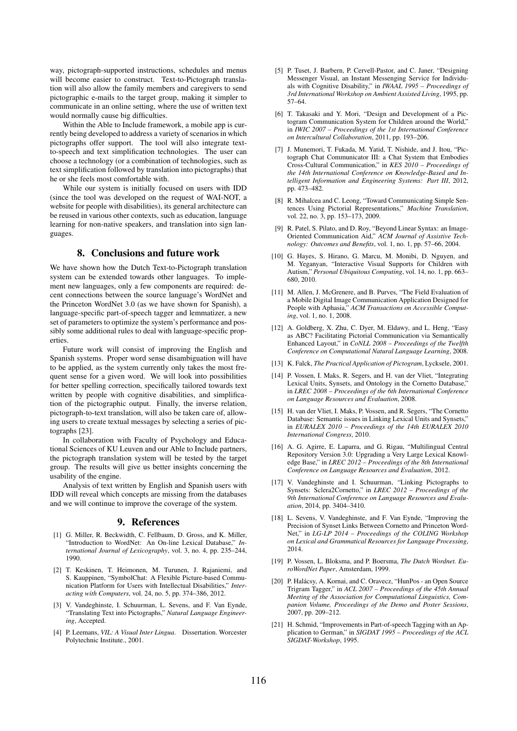way, pictograph-supported instructions, schedules and menus will become easier to construct. Text-to-Pictograph translation will also allow the family members and caregivers to send pictographic e-mails to the target group, making it simpler to communicate in an online setting, where the use of written text would normally cause big difficulties.

Within the Able to Include framework, a mobile app is currently being developed to address a variety of scenarios in which pictographs offer support. The tool will also integrate text-to-speech and text simplification technologies. The user can choose a technology (or a combination of technologies, such as text simplification followed by translation into pictographs) that he or she feels most comfortable with.

While our system is initially focused on users with IDD (since the tool was developed on the request of WAI-NOT, a website for people with disabilities), its general architecture can be reused in various other contexts, such as education, language learning for non-native speakers, and translation into sign languages.

## 8. Conclusions and future work

We have shown how the Dutch Text-to-Pictograph translation system can be extended towards other languages. To implement new languages, only a few components are required: decent connections between the source language's WordNet and the Princeton WordNet 3.0 (as we have shown for Spanish), a language-specific part-of-speech tagger and lemmatizer, a new set of parameters to optimize the system's performance and possibly some additional rules to deal with language-specific properties.

Future work will consist of improving the English and Spanish systems. Proper word sense disambiguation will have to be applied, as the system currently only takes the most frequent sense for a given word. We will look into possibilities for better spelling correction, specifically tailored towards text written by people with cognitive disabilities, and simplification of the pictographic output. Finally, the inverse relation, pictograph-to-text translation, will also be taken care of, allowing users to create textual messages by selecting a series of pictographs [23].

In collaboration with Faculty of Psychology and Educational Sciences of KU Leuven and our Able to Include partners, the pictograph translation system will be tested by the target group. The results will give us better insights concerning the usability of the engine.

Analysis of text written by English and Spanish users with IDD will reveal which concepts are missing from the databases and we will continue to improve the coverage of the system.

## 9. References

[1] G. Miller, R. Beckwidth, C. Fellbaum, D. Gross, and K. Miller, "Introduction to WordNet: An On-line Lexical Database," *International Journal of Lexicography*, vol. 3, no. 4, pp. 235–244, 1990.

[2] T. Keskinen, T. Heimonen, M. Turunen, J. Rajaniemi, and S. Kauppinen, "SymbolChat: A Flexible Picture-based Communication Platform for Users with Intellectual Disabilities," *Interacting with Computers*, vol. 24, no. 5, pp. 374–386, 2012.

[3] V. Vandeghinste, I. Schuurman, L. Sevens, and F. Van Eynde, "Translating Text into Pictographs," *Natural Language Engineering*, Accepted.

[4] P. Leemans, *VIL: A Visual Inter Lingua*. Dissertation. Worcester Polytechnic Institute., 2001.

[5] P. Tuset, J. Barbern, P. Cervell-Pastor, and C. Janer, "Designing Messenger Visual, an Instant Messenging Service for Individuals with Cognitive Disability," in *IWAAL 1995 – Proceedings of 3rd International Workshop on Ambient Assisted Living*, 1995, pp. 57–64.

[6] T. Takasaki and Y. Mori, "Design and Development of a Pictogram Communication System for Children around the World," in *IWIC 2007 – Proceedings of the 1st International Conference on Intercultural Collaboration*, 2011, pp. 193–206.

[7] J. Munemori, T. Fukada, M. Yatid, T. Nishide, and J. Itou, "Pictograph Chat Communicator III: a Chat System that Embodies Cross-Cultural Communication," in *KES 2010 – Proceedings of the 14th International Conference on Knowledge-Based and Intelligent Information and Engineering Systems: Part III*, 2012, pp. 473–482.

[8] R. Mihalcea and C. Leong, "Toward Communicating Simple Sentences Using Pictorial Representations," *Machine Translation*, vol. 22, no. 3, pp. 153–173, 2009.

[9] R. Patel, S. Pilato, and D. Roy, "Beyond Linear Syntax: an Image-Oriented Communication Aid," *ACM Journal of Assistive Technology: Outcomes and Benefits*, vol. 1, no. 1, pp. 57–66, 2004.

[10] G. Hayes, S. Hirano, G. Marcu, M. Monibi, D. Nguyen, and M. Yeganyan, "Interactive Visual Supports for Children with Autism," *Personal Ubiquitous Computing*, vol. 14, no. 1, pp. 663–680, 2010.

[11] M. Allen, J. McGrenere, and B. Purves, "The Field Evaluation of a Mobile Digital Image Communication Application Designed for People with Aphasia," *ACM Transactions on Accessible Computing*, vol. 1, no. 1, 2008.

[12] A. Goldberg, X. Zhu, C. Dyer, M. Eldawy, and L. Heng, "Easy as ABC? Facilitating Pictorial Communication via Semantically Enhanced Layout," in *CoNLL 2008 – Proceedings of the Twelfth Conference on Computational Natural Language Learning*, 2008.

[13] K. Falck, *The Practical Application of Pictogram*, Lycksele, 2001.

[14] P. Vossen, I. Maks, R. Segers, and H. van der Vliet, "Integrating Lexical Units, Synsets, and Ontology in the Cornetto Database," in *LREC 2008 – Proceedings of the 6th International Conference on Language Resources and Evaluation*, 2008.

[15] H. van der Vliet, I. Maks, P. Vossen, and R. Segers, "The Cornetto Database: Semantic issues in Linking Lexical Units and Synsets," in *EURALEX 2010 – Proceedings of the 14th EURALEX 2010 International Congress*, 2010.

[16] A. G. Agirre, E. Laparra, and G. Rigau, "Multilingual Central Repository Version 3.0: Upgrading a Very Large Lexical Knowledge Base," in *LREC 2012 – Proceedings of the 8th International Conference on Language Resources and Evaluation*, 2012.

[17] V. Vandeghinste and I. Schuurman, "Linking Pictographs to Synsets: Sclera2Cornetto," in *LREC 2012 – Proceedings of the 9th International Conference on Language Resources and Evaluation*, 2014, pp. 3404–3410.

[18] L. Sevens, V. Vandeghinste, and F. Van Eynde, "Improving the Precision of Synset Links Between Cornetto and Princeton WordNet," in *LG-LP 2014 – Proceedings of the COLING Workshop on Lexical and Grammatical Resources for Language Processing*, 2014.

[19] P. Vossen, L. Bloksma, and P. Boersma, *The Dutch Wordnet. EuroWordNet Paper*, Amsterdam, 1999.

[20] P. Halácsy, A. Kornai, and C. Oravecz, "HunPos - an Open Source Trigram Tagger," in *ACL 2007 – Proceedings of the 45th Annual Meeting of the Association for Computational Linguistics, Companion Volume, Proceedings of the Demo and Poster Sessions*, 2007, pp. 209–212.

[21] H. Schmid, "Improvements in Part-of-speech Tagging with an Application to German," in *SIGDAT 1995 – Proceedings of the ACL SIGDAT-Workshop*, 1995.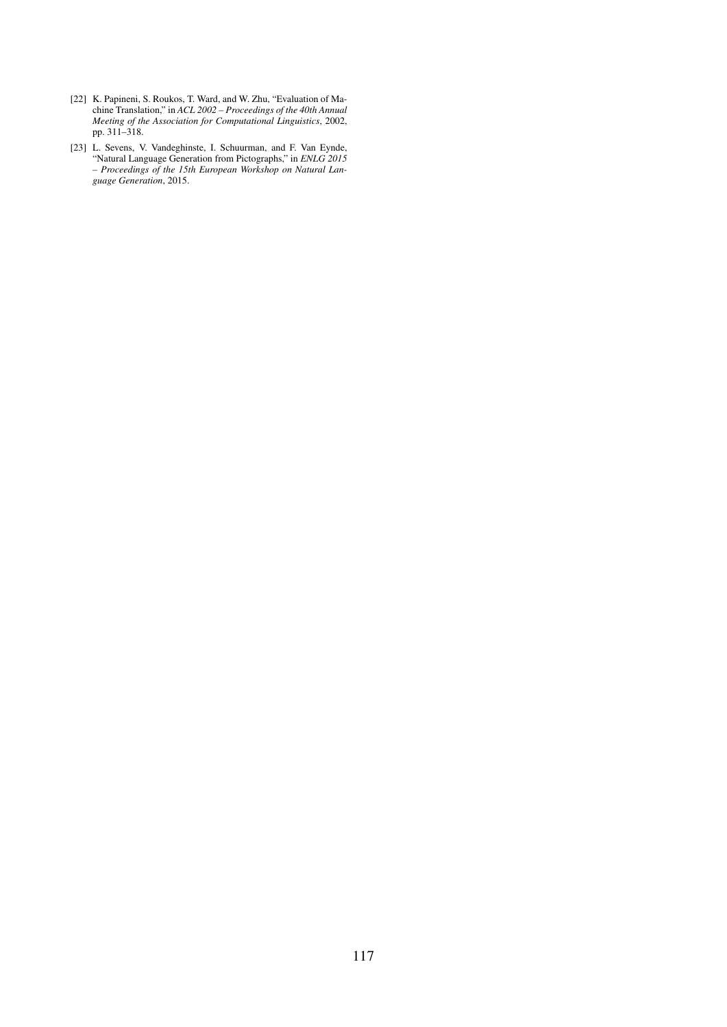[22] K. Papineni, S. Roukos, T. Ward, and W. Zhu, "Evaluation of Machine Translation," in *ACL 2002 – Proceedings of the 40th Annual Meeting of the Association for Computational Linguistics*, 2002, pp. 311–318.

[23] L. Sevens, V. Vandeghinste, I. Schuurman, and F. Van Eynde, "Natural Language Generation from Pictographs," in *ENLG 2015 – Proceedings of the 15th European Workshop on Natural Language Generation*, 2015.